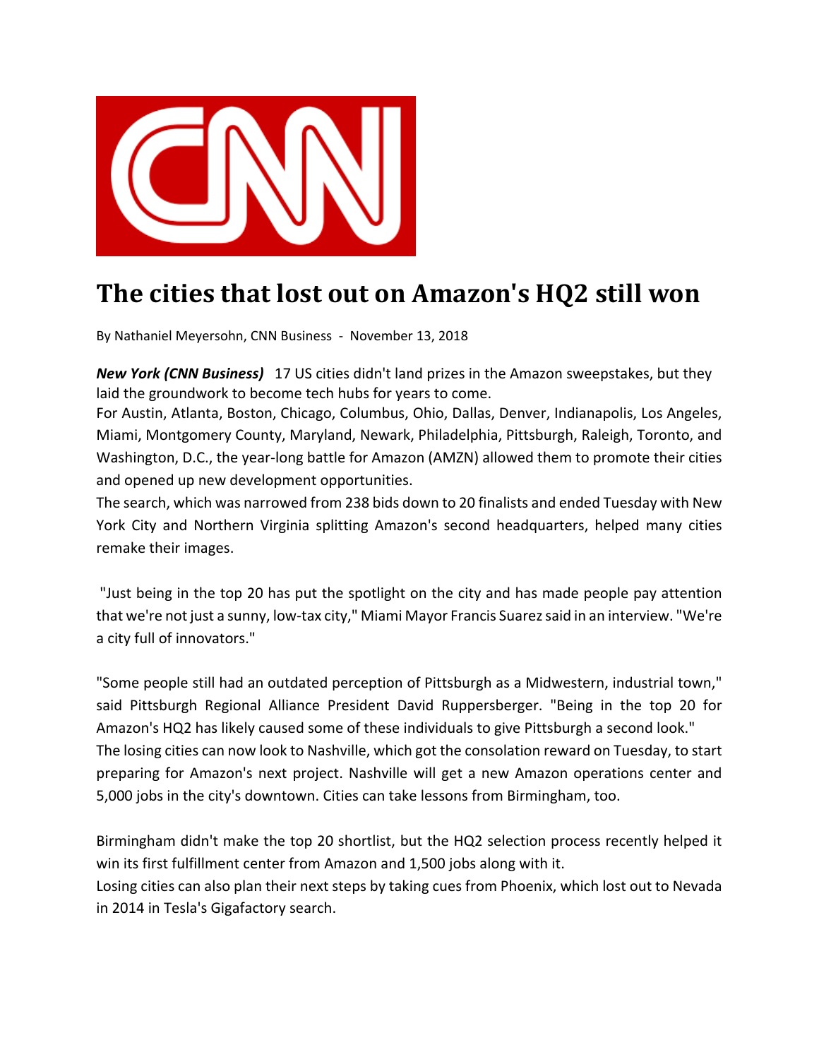# The cities that lost out on Amazon's HQ2 still won

By Nathaniel Meyersohn, CNN Business - November 13, 2018

***New York (CNN Business)*** 17 US cities didn't land prizes in the Amazon sweepstakes, but they laid the groundwork to become tech hubs for years to come.

For Austin, Atlanta, Boston, Chicago, Columbus, Ohio, Dallas, Denver, Indianapolis, Los Angeles, Miami, Montgomery County, Maryland, Newark, Philadelphia, Pittsburgh, Raleigh, Toronto, and Washington, D.C., the year-long battle for Amazon (AMZN) allowed them to promote their cities and opened up new development opportunities.

The search, which was narrowed from 238 bids down to 20 finalists and ended Tuesday with New York City and Northern Virginia splitting Amazon's second headquarters, helped many cities remake their images.

"Just being in the top 20 has put the spotlight on the city and has made people pay attention that we're not just a sunny, low-tax city," Miami Mayor Francis Suarez said in an interview. "We're a city full of innovators."

"Some people still had an outdated perception of Pittsburgh as a Midwestern, industrial town," said Pittsburgh Regional Alliance President David Ruppersberger. "Being in the top 20 for Amazon's HQ2 has likely caused some of these individuals to give Pittsburgh a second look."

The losing cities can now look to Nashville, which got the consolation reward on Tuesday, to start preparing for Amazon's next project. Nashville will get a new Amazon operations center and 5,000 jobs in the city's downtown. Cities can take lessons from Birmingham, too.

Birmingham didn't make the top 20 shortlist, but the HQ2 selection process recently helped it win its first fulfillment center from Amazon and 1,500 jobs along with it.

Losing cities can also plan their next steps by taking cues from Phoenix, which lost out to Nevada in 2014 in Tesla's Gigafactory search.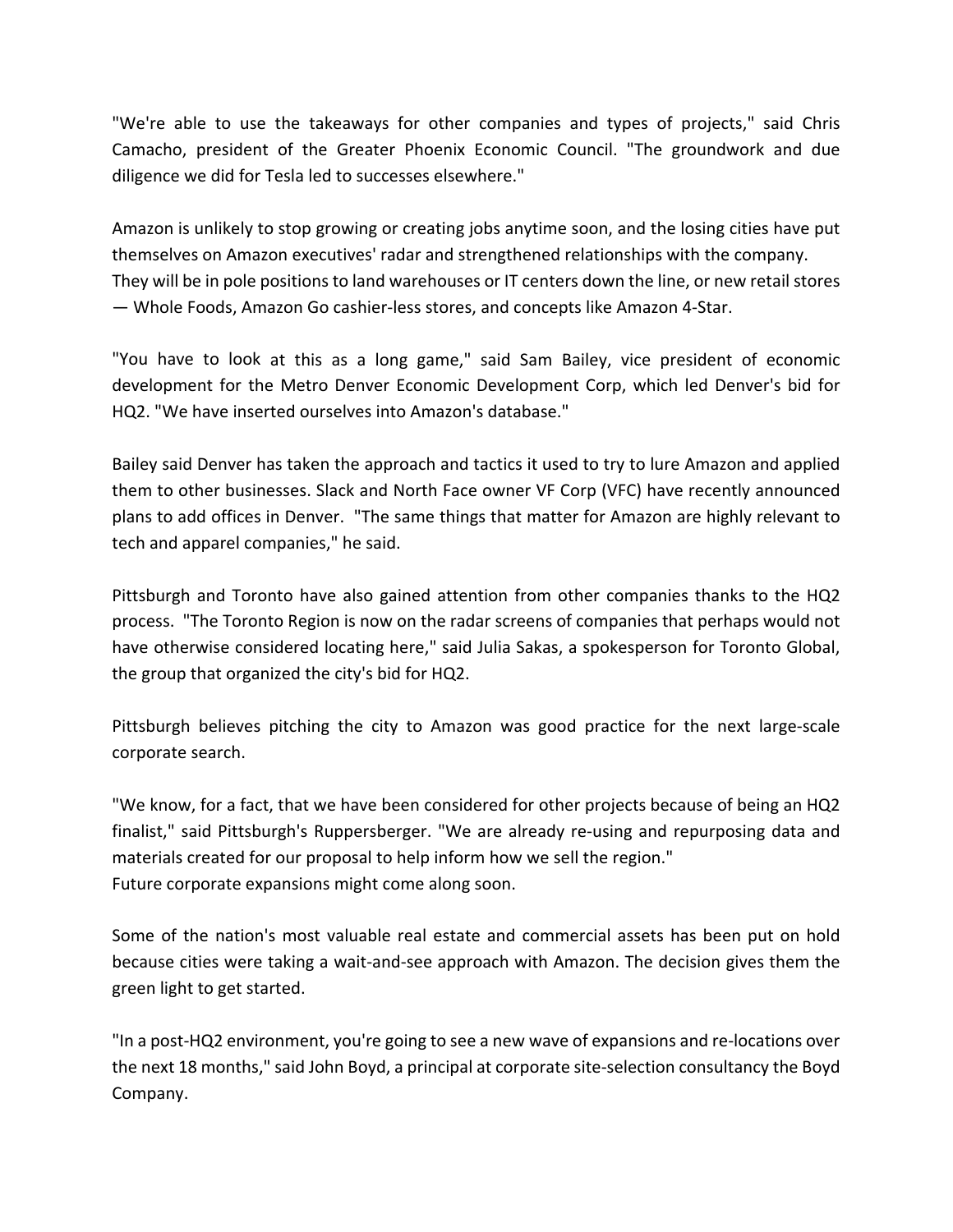"We're able to use the takeaways for other companies and types of projects," said Chris Camacho, president of the Greater Phoenix Economic Council. "The groundwork and due diligence we did for Tesla led to successes elsewhere."

Amazon is unlikely to stop growing or creating jobs anytime soon, and the losing cities have put themselves on Amazon executives' radar and strengthened relationships with the company. They will be in pole positions to land warehouses or IT centers down the line, or new retail stores — Whole Foods, Amazon Go cashier-less stores, and concepts like Amazon 4-Star.

"You have to look at this as a long game," said Sam Bailey, vice president of economic development for the Metro Denver Economic Development Corp, which led Denver's bid for HQ2. "We have inserted ourselves into Amazon's database."

Bailey said Denver has taken the approach and tactics it used to try to lure Amazon and applied them to other businesses. Slack and North Face owner VF Corp (VFC) have recently announced plans to add offices in Denver. "The same things that matter for Amazon are highly relevant to tech and apparel companies," he said.

Pittsburgh and Toronto have also gained attention from other companies thanks to the HQ2 process. "The Toronto Region is now on the radar screens of companies that perhaps would not have otherwise considered locating here," said Julia Sakas, a spokesperson for Toronto Global, the group that organized the city's bid for HQ2.

Pittsburgh believes pitching the city to Amazon was good practice for the next large-scale corporate search.

"We know, for a fact, that we have been considered for other projects because of being an HQ2 finalist," said Pittsburgh's Ruppersberger. "We are already re-using and repurposing data and materials created for our proposal to help inform how we sell the region."
Future corporate expansions might come along soon.

Some of the nation's most valuable real estate and commercial assets has been put on hold because cities were taking a wait-and-see approach with Amazon. The decision gives them the green light to get started.

"In a post-HQ2 environment, you're going to see a new wave of expansions and re-locations over the next 18 months," said John Boyd, a principal at corporate site-selection consultancy the Boyd Company.